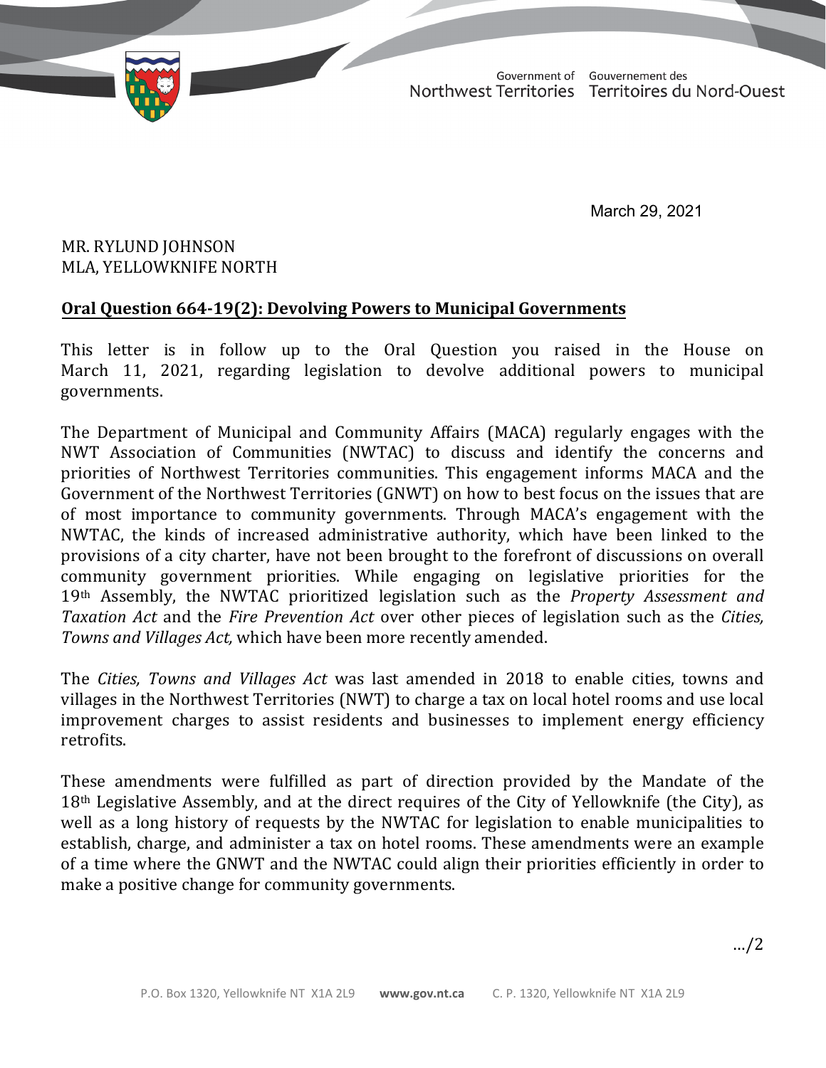Government of Northwest Territories / Gouvernement des Territoires du Nord-Ouest

March 29, 2021

MR. RYLUND JOHNSON
MLA, YELLOWKNIFE NORTH

**Oral Question 664-19(2): Devolving Powers to Municipal Governments**

This letter is in follow up to the Oral Question you raised in the House on March 11, 2021, regarding legislation to devolve additional powers to municipal governments.

The Department of Municipal and Community Affairs (MACA) regularly engages with the NWT Association of Communities (NWTAC) to discuss and identify the concerns and priorities of Northwest Territories communities. This engagement informs MACA and the Government of the Northwest Territories (GNWT) on how to best focus on the issues that are of most importance to community governments. Through MACA's engagement with the NWTAC, the kinds of increased administrative authority, which have been linked to the provisions of a city charter, have not been brought to the forefront of discussions on overall community government priorities. While engaging on legislative priorities for the 19th Assembly, the NWTAC prioritized legislation such as the *Property Assessment and Taxation Act* and the *Fire Prevention Act* over other pieces of legislation such as the *Cities, Towns and Villages Act,* which have been more recently amended.

The *Cities, Towns and Villages Act* was last amended in 2018 to enable cities, towns and villages in the Northwest Territories (NWT) to charge a tax on local hotel rooms and use local improvement charges to assist residents and businesses to implement energy efficiency retrofits.

These amendments were fulfilled as part of direction provided by the Mandate of the 18th Legislative Assembly, and at the direct requires of the City of Yellowknife (the City), as well as a long history of requests by the NWTAC for legislation to enable municipalities to establish, charge, and administer a tax on hotel rooms. These amendments were an example of a time where the GNWT and the NWTAC could align their priorities efficiently in order to make a positive change for community governments.

…/2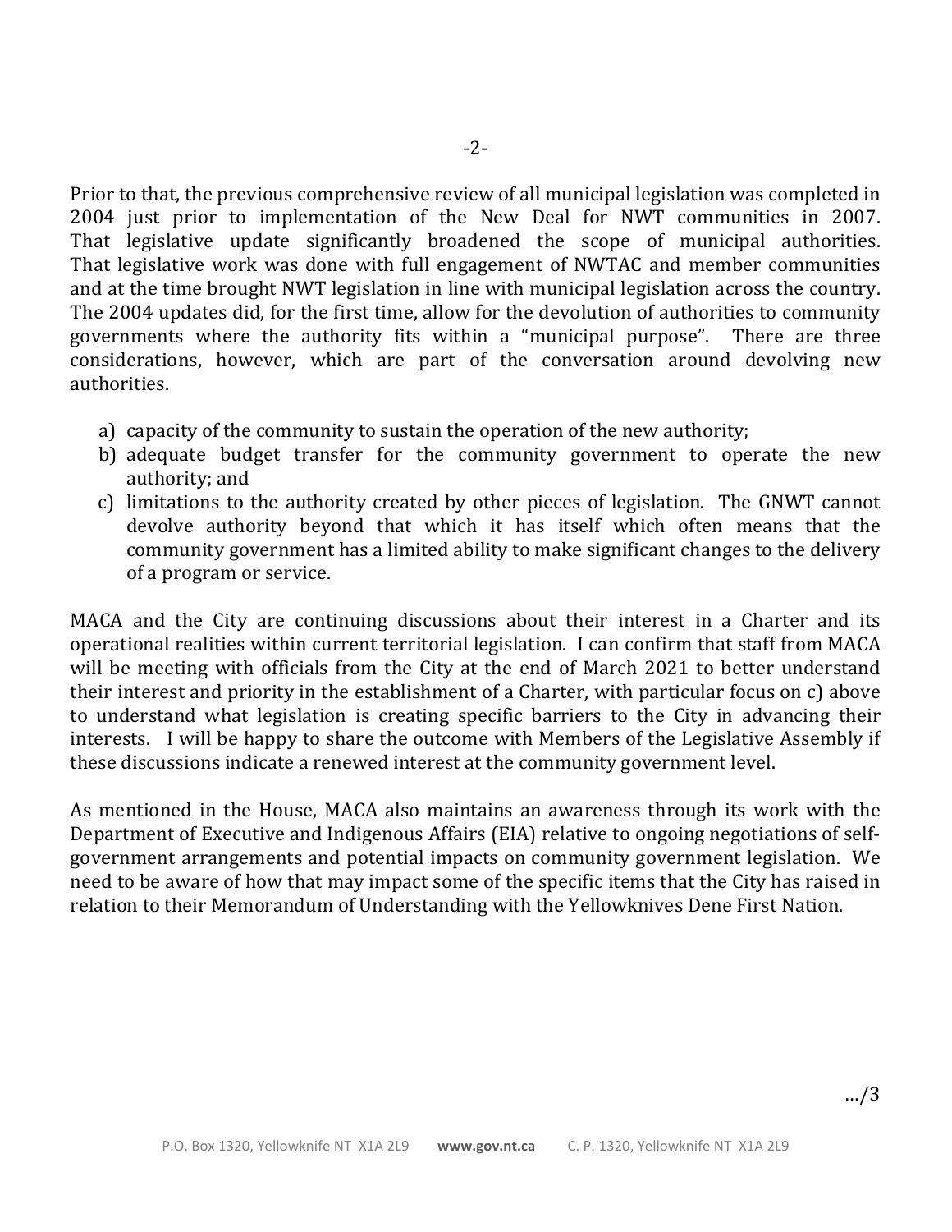Prior to that, the previous comprehensive review of all municipal legislation was completed in 2004 just prior to implementation of the New Deal for NWT communities in 2007. That legislative update significantly broadened the scope of municipal authorities. That legislative work was done with full engagement of NWTAC and member communities and at the time brought NWT legislation in line with municipal legislation across the country. The 2004 updates did, for the first time, allow for the devolution of authorities to community governments where the authority fits within a "municipal purpose". There are three considerations, however, which are part of the conversation around devolving new authorities.

a) capacity of the community to sustain the operation of the new authority;
b) adequate budget transfer for the community government to operate the new authority; and
c) limitations to the authority created by other pieces of legislation. The GNWT cannot devolve authority beyond that which it has itself which often means that the community government has a limited ability to make significant changes to the delivery of a program or service.

MACA and the City are continuing discussions about their interest in a Charter and its operational realities within current territorial legislation. I can confirm that staff from MACA will be meeting with officials from the City at the end of March 2021 to better understand their interest and priority in the establishment of a Charter, with particular focus on c) above to understand what legislation is creating specific barriers to the City in advancing their interests. I will be happy to share the outcome with Members of the Legislative Assembly if these discussions indicate a renewed interest at the community government level.

As mentioned in the House, MACA also maintains an awareness through its work with the Department of Executive and Indigenous Affairs (EIA) relative to ongoing negotiations of self-government arrangements and potential impacts on community government legislation. We need to be aware of how that may impact some of the specific items that the City has raised in relation to their Memorandum of Understanding with the Yellowknives Dene First Nation.

…/3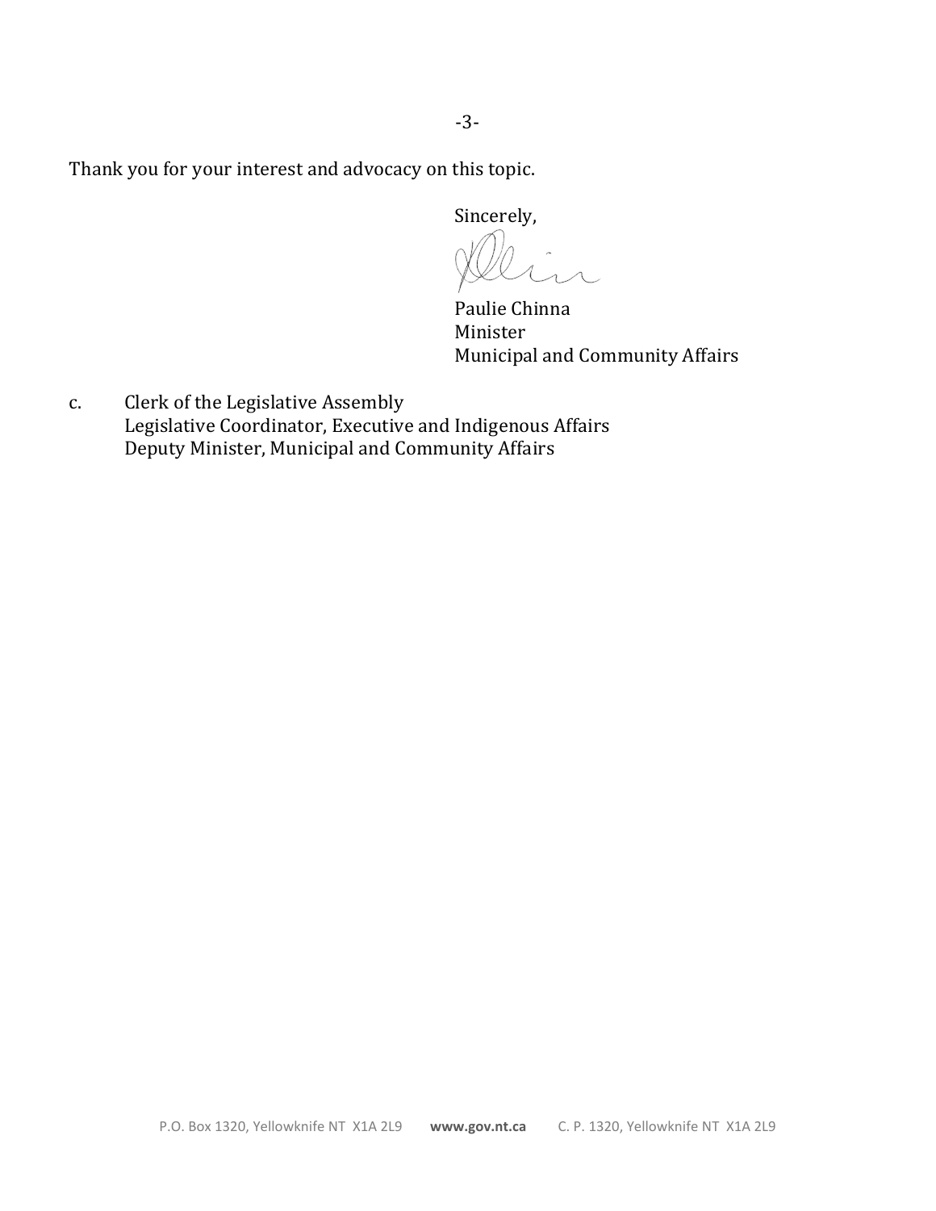Thank you for your interest and advocacy on this topic.

Sincerely,

Paulie Chinna  
Minister  
Municipal and Community Affairs

c. Clerk of the Legislative Assembly  
Legislative Coordinator, Executive and Indigenous Affairs  
Deputy Minister, Municipal and Community Affairs